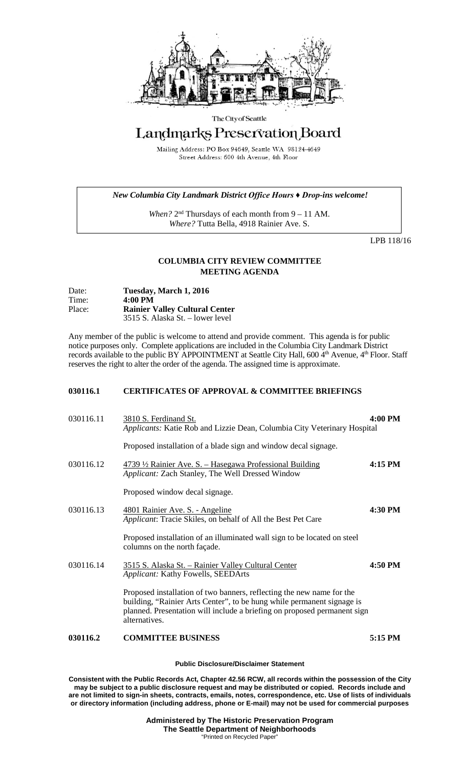The City of Seattle

# Landmarks Preservation Board

Mailing Address: PO Box 94649, Seattle WA 98124-4649
Street Address: 600 4th Avenue, 4th Floor

*New Columbia City Landmark District Office Hours ♦ Drop-ins welcome!*

*When?* 2nd Thursdays of each month from 9 – 11 AM.
*Where?* Tutta Bella, 4918 Rainier Ave. S.

LPB 118/16

## COLUMBIA CITY REVIEW COMMITTEE MEETING AGENDA

Date: **Tuesday, March 1, 2016**
Time: **4:00 PM**
Place: **Rainier Valley Cultural Center**
3515 S. Alaska St. – lower level

Any member of the public is welcome to attend and provide comment. This agenda is for public notice purposes only. Complete applications are included in the Columbia City Landmark District records available to the public BY APPOINTMENT at Seattle City Hall, 600 4th Avenue, 4th Floor. Staff reserves the right to alter the order of the agenda. The assigned time is approximate.

### 030116.1 CERTIFICATES OF APPROVAL & COMMITTEE BRIEFINGS

030116.11 3810 S. Ferdinand St. **4:00 PM**
*Applicants:* Katie Rob and Lizzie Dean, Columbia City Veterinary Hospital

Proposed installation of a blade sign and window decal signage.

030116.12 4739 ½ Rainier Ave. S. – Hasegawa Professional Building **4:15 PM**
*Applicant:* Zach Stanley, The Well Dressed Window

Proposed window decal signage.

030116.13 4801 Rainier Ave. S. - Angeline **4:30 PM**
*Applicant*: Tracie Skiles, on behalf of All the Best Pet Care

Proposed installation of an illuminated wall sign to be located on steel columns on the north façade.

030116.14 3515 S. Alaska St. – Rainier Valley Cultural Center **4:50 PM**
*Applicant:* Kathy Fowells, SEEDArts

Proposed installation of two banners, reflecting the new name for the building, "Rainier Arts Center", to be hung while permanent signage is planned. Presentation will include a briefing on proposed permanent sign alternatives.

### 030116.2 COMMITTEE BUSINESS **5:15 PM**

**Public Disclosure/Disclaimer Statement**

**Consistent with the Public Records Act, Chapter 42.56 RCW, all records within the possession of the City may be subject to a public disclosure request and may be distributed or copied. Records include and are not limited to sign-in sheets, contracts, emails, notes, correspondence, etc. Use of lists of individuals or directory information (including address, phone or E-mail) may not be used for commercial purposes**

**Administered by The Historic Preservation Program**
**The Seattle Department of Neighborhoods**
"Printed on Recycled Paper"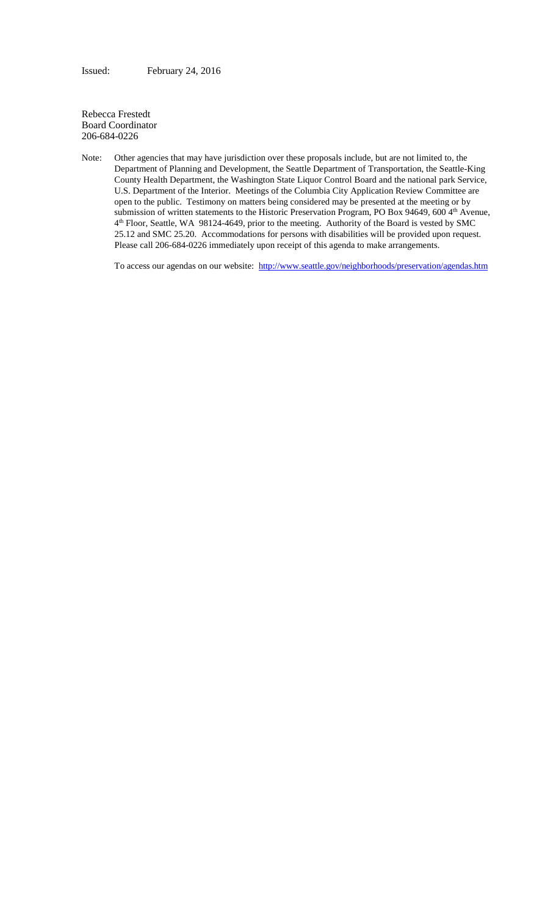Issued: February 24, 2016

Rebecca Frestedt
Board Coordinator
206-684-0226

Note: Other agencies that may have jurisdiction over these proposals include, but are not limited to, the Department of Planning and Development, the Seattle Department of Transportation, the Seattle-King County Health Department, the Washington State Liquor Control Board and the national park Service, U.S. Department of the Interior. Meetings of the Columbia City Application Review Committee are open to the public. Testimony on matters being considered may be presented at the meeting or by submission of written statements to the Historic Preservation Program, PO Box 94649, 600 4th Avenue, 4th Floor, Seattle, WA 98124-4649, prior to the meeting. Authority of the Board is vested by SMC 25.12 and SMC 25.20. Accommodations for persons with disabilities will be provided upon request. Please call 206-684-0226 immediately upon receipt of this agenda to make arrangements.

To access our agendas on our website: http://www.seattle.gov/neighborhoods/preservation/agendas.htm